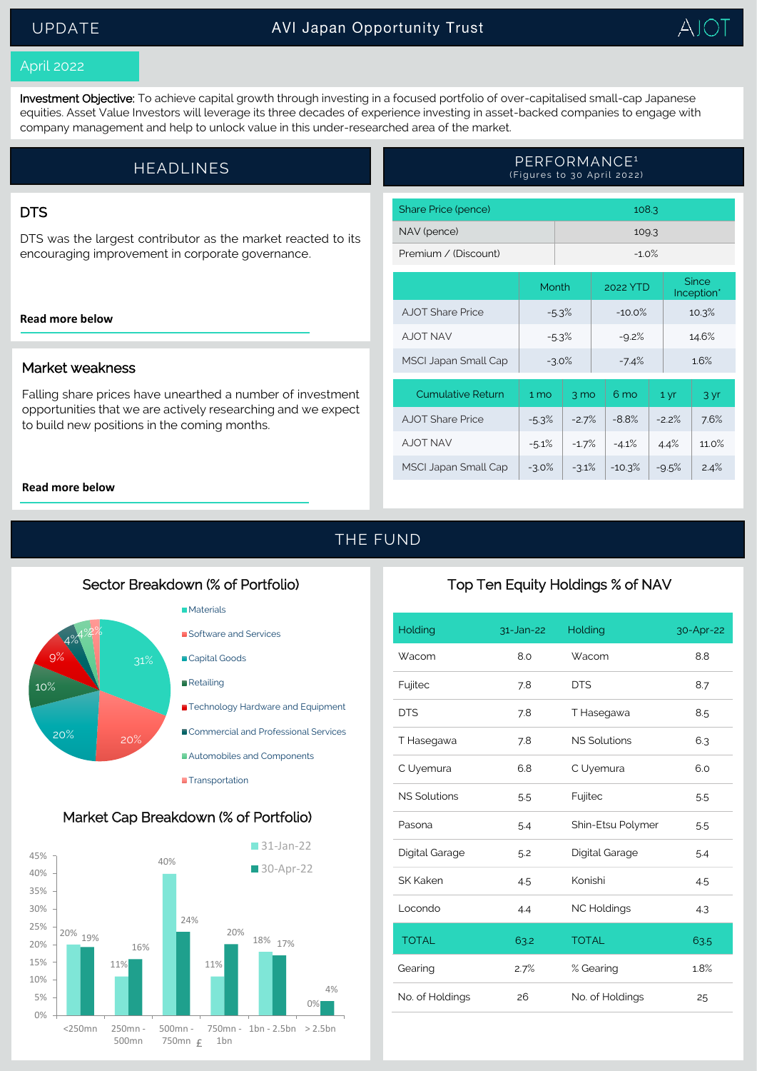# UPDATE — AVI Japan Opportunity Trust

AJOT

April 2022

**Investment Objective:** To achieve capital growth through investing in a focused portfolio of over-capitalised small-cap Japanese equities. Asset Value Investors will leverage its three decades of experience investing in asset-backed companies to engage with company management and help to unlock value in this under-researched area of the market.

## HEADLINES

### DTS

DTS was the largest contributor as the market reacted to its encouraging improvement in corporate governance.

**Read more below**

### Market weakness

Falling share prices have unearthed a number of investment opportunities that we are actively researching and we expect to build new positions in the coming months.

**Read more below**

## PERFORMANCE[1]

(Figures to 30 April 2022)

| | |
|---|---|
| Share Price (pence) | 108.3 |
| NAV (pence) | 109.3 |
| Premium / (Discount) | -1.0% |

| | Month | 2022 YTD | Since Inception* |
|---|---|---|---|
| AJOT Share Price | -5.3% | -10.0% | 10.3% |
| AJOT NAV | -5.3% | -9.2% | 14.6% |
| MSCI Japan Small Cap | -3.0% | -7.4% | 1.6% |

| Cumulative Return | 1 mo | 3 mo | 6 mo | 1 yr | 3 yr |
|---|---|---|---|---|---|
| AJOT Share Price | -5.3% | -2.7% | -8.8% | -2.2% | 7.6% |
| AJOT NAV | -5.1% | -1.7% | -4.1% | 4.4% | 11.0% |
| MSCI Japan Small Cap | -3.0% | -3.1% | -10.3% | -9.5% | 2.4% |

## THE FUND

### Sector Breakdown (% of Portfolio)

| Sector | % |
|---|---|
| Materials | 31% |
| Software and Services | 20% |
| Capital Goods | 20% |
| Retailing | 10% |
| Technology Hardware and Equipment | 9% |
| Commercial and Professional Services | 4% |
| Automobiles and Components | 4% |
| Transportation | 2% |

### Market Cap Breakdown (% of Portfolio)

| Market Cap (£) | 31-Jan-22 | 30-Apr-22 |
|---|---|---|
| <250mn | 20% | 19% |
| 250mn - 500mn | 11% | 16% |
| 500mn - 750mn | 40% | 24% |
| 750mn - 1bn | 11% | 20% |
| 1bn - 2.5bn | 18% | 17% |
| > 2.5bn | 0% | 4% |

### Top Ten Equity Holdings % of NAV

| Holding | 31-Jan-22 | Holding | 30-Apr-22 |
|---|---|---|---|
| Wacom | 8.0 | Wacom | 8.8 |
| Fujitec | 7.8 | DTS | 8.7 |
| DTS | 7.8 | T Hasegawa | 8.5 |
| T Hasegawa | 7.8 | NS Solutions | 6.3 |
| C Uyemura | 6.8 | C Uyemura | 6.0 |
| NS Solutions | 5.5 | Fujitec | 5.5 |
| Pasona | 5.4 | Shin-Etsu Polymer | 5.5 |
| Digital Garage | 5.2 | Digital Garage | 5.4 |
| SK Kaken | 4.5 | Konishi | 4.5 |
| Locondo | 4.4 | NC Holdings | 4.3 |
| TOTAL | 63.2 | TOTAL | 63.5 |
| Gearing | 2.7% | % Gearing | 1.8% |
| No. of Holdings | 26 | No. of Holdings | 25 |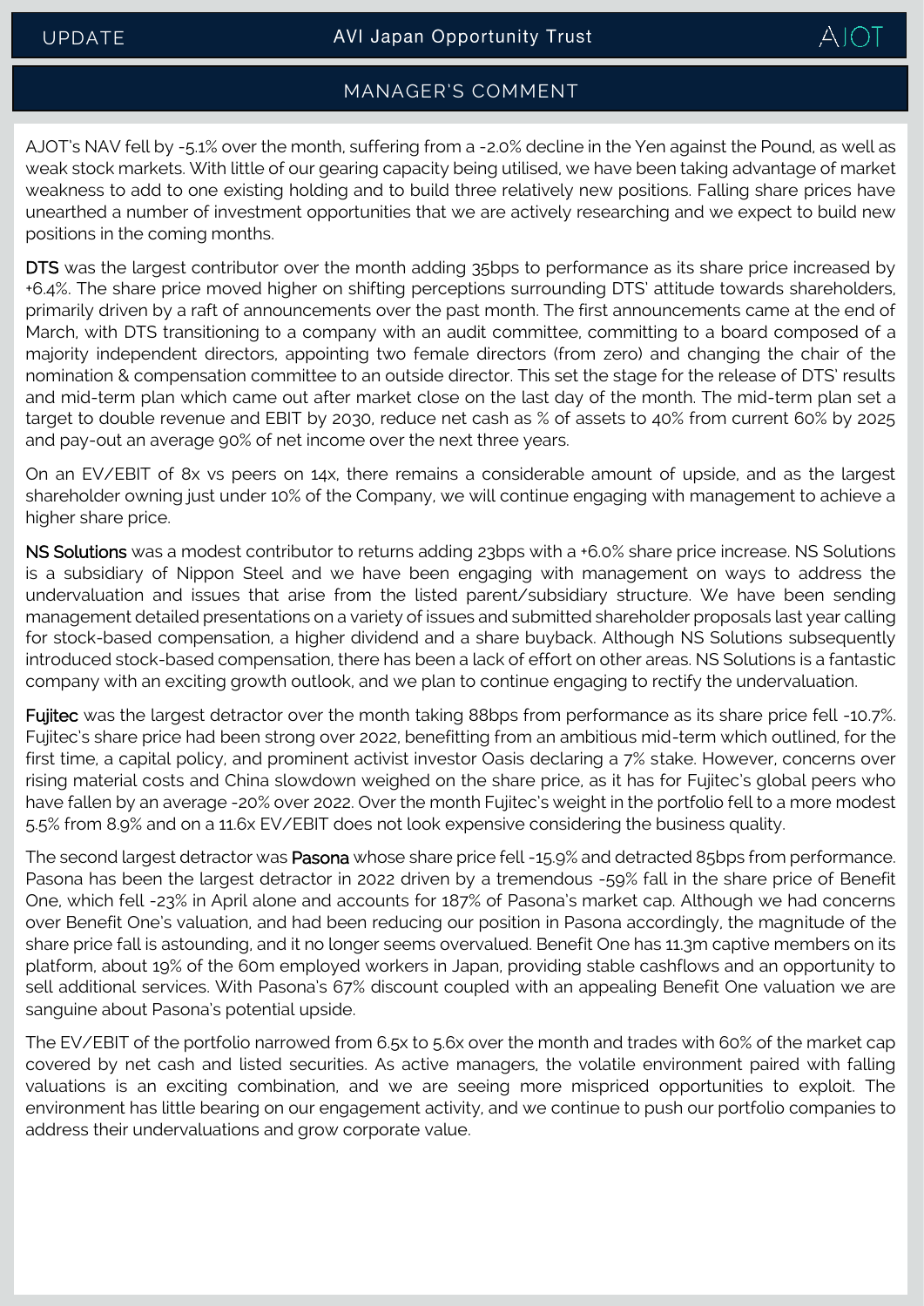## MANAGER'S COMMENT

AJOT's NAV fell by -5.1% over the month, suffering from a -2.0% decline in the Yen against the Pound, as well as weak stock markets. With little of our gearing capacity being utilised, we have been taking advantage of market weakness to add to one existing holding and to build three relatively new positions. Falling share prices have unearthed a number of investment opportunities that we are actively researching and we expect to build new positions in the coming months.

**DTS** was the largest contributor over the month adding 35bps to performance as its share price increased by +6.4%. The share price moved higher on shifting perceptions surrounding DTS' attitude towards shareholders, primarily driven by a raft of announcements over the past month. The first announcements came at the end of March, with DTS transitioning to a company with an audit committee, committing to a board composed of a majority independent directors, appointing two female directors (from zero) and changing the chair of the nomination & compensation committee to an outside director. This set the stage for the release of DTS' results and mid-term plan which came out after market close on the last day of the month. The mid-term plan set a target to double revenue and EBIT by 2030, reduce net cash as % of assets to 40% from current 60% by 2025 and pay-out an average 90% of net income over the next three years.

On an EV/EBIT of 8x vs peers on 14x, there remains a considerable amount of upside, and as the largest shareholder owning just under 10% of the Company, we will continue engaging with management to achieve a higher share price.

**NS Solutions** was a modest contributor to returns adding 23bps with a +6.0% share price increase. NS Solutions is a subsidiary of Nippon Steel and we have been engaging with management on ways to address the undervaluation and issues that arise from the listed parent/subsidiary structure. We have been sending management detailed presentations on a variety of issues and submitted shareholder proposals last year calling for stock-based compensation, a higher dividend and a share buyback. Although NS Solutions subsequently introduced stock-based compensation, there has been a lack of effort on other areas. NS Solutions is a fantastic company with an exciting growth outlook, and we plan to continue engaging to rectify the undervaluation.

**Fujitec** was the largest detractor over the month taking 88bps from performance as its share price fell -10.7%. Fujitec's share price had been strong over 2022, benefitting from an ambitious mid-term which outlined, for the first time, a capital policy, and prominent activist investor Oasis declaring a 7% stake. However, concerns over rising material costs and China slowdown weighed on the share price, as it has for Fujitec's global peers who have fallen by an average -20% over 2022. Over the month Fujitec's weight in the portfolio fell to a more modest 5.5% from 8.9% and on a 11.6x EV/EBIT does not look expensive considering the business quality.

The second largest detractor was **Pasona** whose share price fell -15.9% and detracted 85bps from performance. Pasona has been the largest detractor in 2022 driven by a tremendous -59% fall in the share price of Benefit One, which fell -23% in April alone and accounts for 187% of Pasona's market cap. Although we had concerns over Benefit One's valuation, and had been reducing our position in Pasona accordingly, the magnitude of the share price fall is astounding, and it no longer seems overvalued. Benefit One has 11.3m captive members on its platform, about 19% of the 60m employed workers in Japan, providing stable cashflows and an opportunity to sell additional services. With Pasona's 67% discount coupled with an appealing Benefit One valuation we are sanguine about Pasona's potential upside.

The EV/EBIT of the portfolio narrowed from 6.5x to 5.6x over the month and trades with 60% of the market cap covered by net cash and listed securities. As active managers, the volatile environment paired with falling valuations is an exciting combination, and we are seeing more mispriced opportunities to exploit. The environment has little bearing on our engagement activity, and we continue to push our portfolio companies to address their undervaluations and grow corporate value.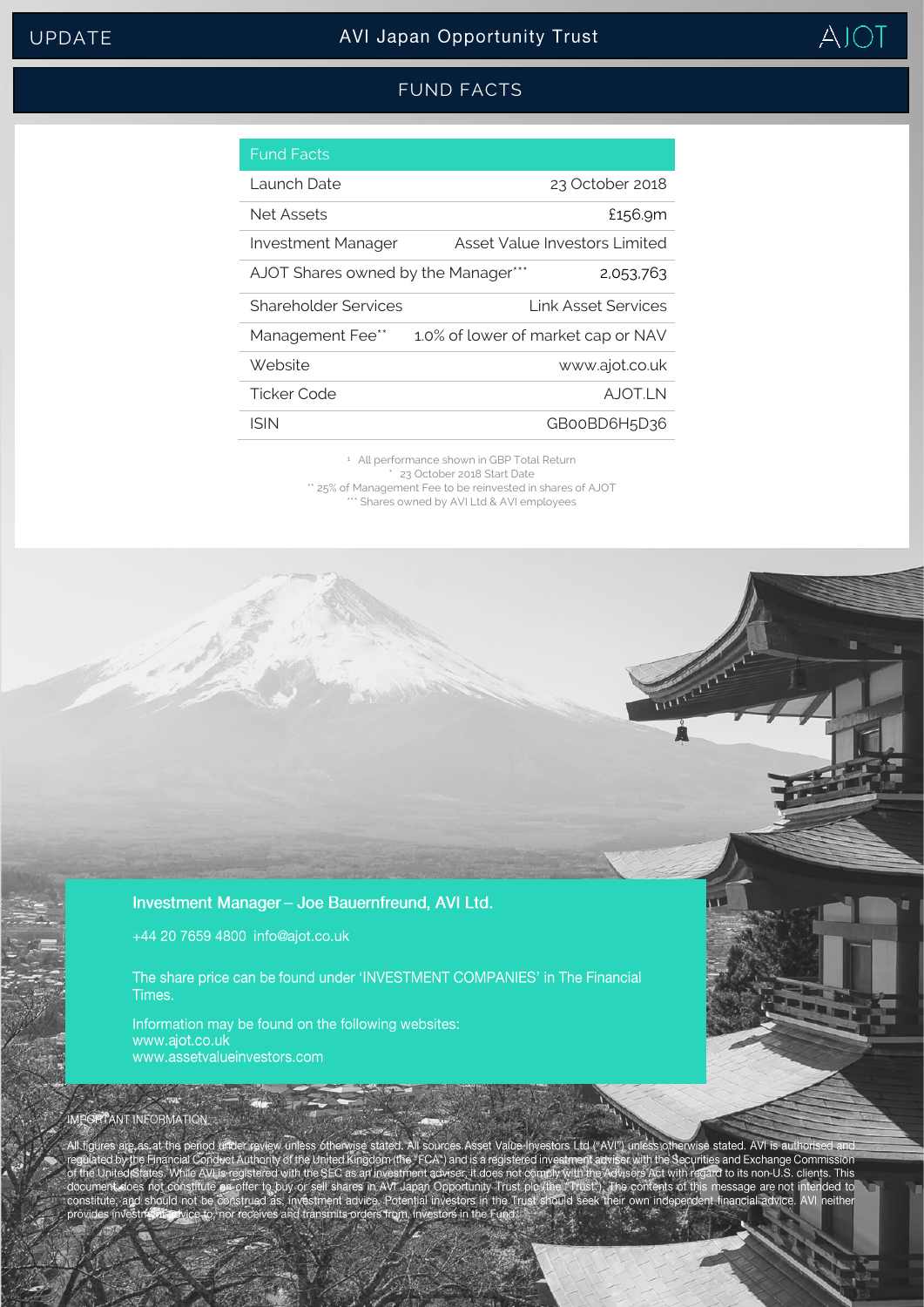## FUND FACTS

| Fund Facts | |
|---|---|
| Launch Date | 23 October 2018 |
| Net Assets | £156.9m |
| Investment Manager | Asset Value Investors Limited |
| AJOT Shares owned by the Manager*** | 2,053,763 |
| Shareholder Services | Link Asset Services |
| Management Fee** | 1.0% of lower of market cap or NAV |
| Website | www.ajot.co.uk |
| Ticker Code | AJOT.LN |
| ISIN | GB00BD6H5D36 |

[1] All performance shown in GBP Total Return
* 23 October 2018 Start Date
** 25% of Management Fee to be reinvested in shares of AJOT
*** Shares owned by AVI Ltd & AVI employees

**Investment Manager – Joe Bauernfreund, AVI Ltd.**

+44 20 7659 4800 info@ajot.co.uk

The share price can be found under 'INVESTMENT COMPANIES' in The Financial Times.

Information may be found on the following websites:
www.ajot.co.uk
www.assetvalueinvestors.com

IMPORTANT INFORMATION

All figures are as at the period under review unless otherwise stated. All sources Asset Value Investors Ltd ("AVI") unless otherwise stated. AVI is authorised and regulated by the Financial Conduct Authority of the United Kingdom (the "FCA") and is a registered investment adviser with the Securities and Exchange Commission of the United States. While AVI is registered with the SEC as an investment adviser, it does not comply with the Advisors Act with regard to its non-U.S. clients. This document does not constitute an offer to buy or sell shares in AVI Japan Opportunity Trust plc (the "Trust"). The contents of this message are not intended to constitute, and should not be construed as, investment advice. Potential investors in the Trust should seek their own independent financial advice. AVI neither provides investment advice to, nor receives and transmits orders from, investors in the Fund.